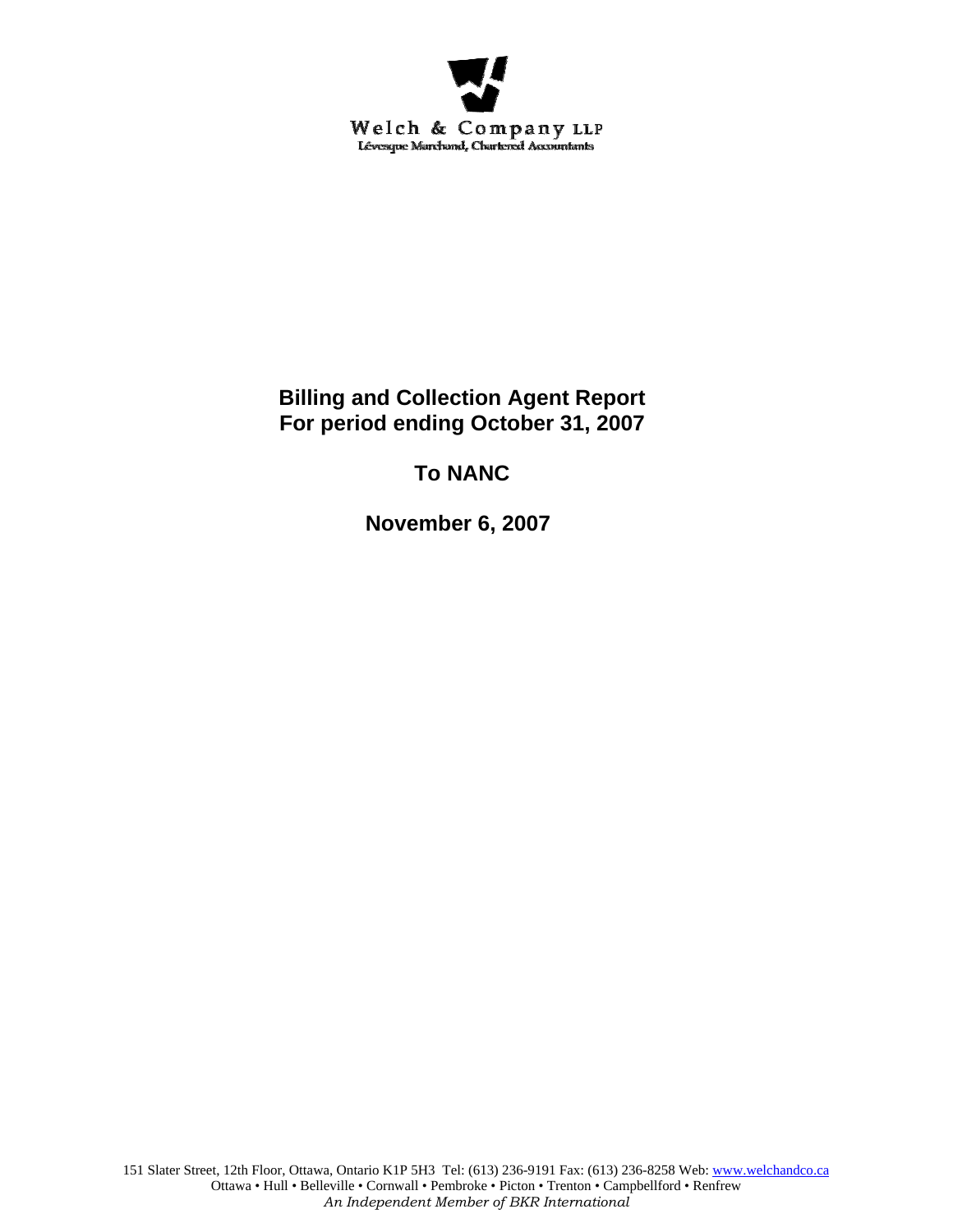Welch & Company LLP
Lévesque Marchand, Chartered Accountants

# Billing and Collection Agent Report
# For period ending October 31, 2007

## To NANC

## November 6, 2007

151 Slater Street, 12th Floor, Ottawa, Ontario K1P 5H3 Tel: (613) 236-9191 Fax: (613) 236-8258 Web: www.welchandco.ca
Ottawa • Hull • Belleville • Cornwall • Pembroke • Picton • Trenton • Campbellford • Renfrew
*An Independent Member of BKR International*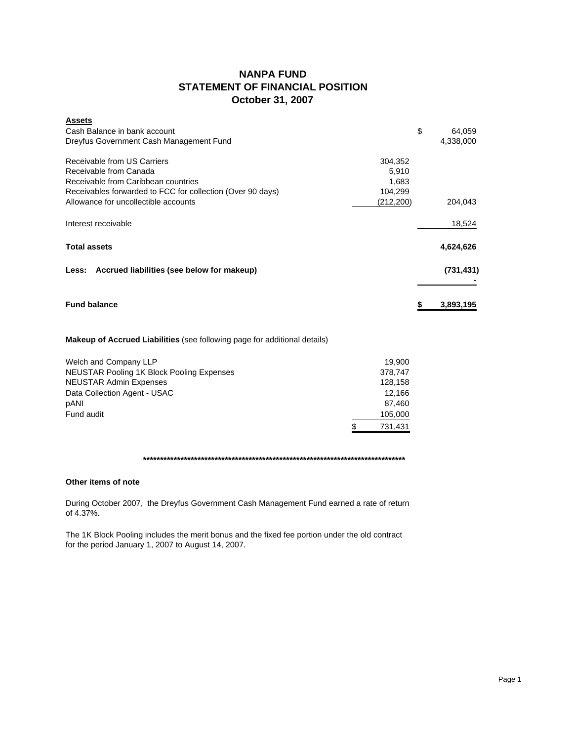# NANPA FUND
## STATEMENT OF FINANCIAL POSITION
## October 31, 2007

| **Assets** | | |
|---|---|---|
| Cash Balance in bank account | | $ 64,059 |
| Dreyfus Government Cash Management Fund | | 4,338,000 |
| | | |
| Receivable from US Carriers | 304,352 | |
| Receivable from Canada | 5,910 | |
| Receivable from Caribbean countries | 1,683 | |
| Receivables forwarded to FCC for collection (Over 90 days) | 104,299 | |
| Allowance for uncollectible accounts | (212,200) | 204,043 |
| | | |
| Interest receivable | | 18,524 |
| | | |
| **Total assets** | | **4,624,626** |
| | | |
| **Less: Accrued liabilities (see below for makeup)** | | **(731,431)** |
| | | **-** |
| | | |
| **Fund balance** | | **$ 3,893,195** |

**Makeup of Accrued Liabilities** (see following page for additional details)

| | |
|---|---|
| Welch and Company LLP | 19,900 |
| NEUSTAR Pooling 1K Block Pooling Expenses | 378,747 |
| NEUSTAR Admin Expenses | 128,158 |
| Data Collection Agent - USAC | 12,166 |
| pANI | 87,460 |
| Fund audit | 105,000 |
| | $ 731,431 |

*******************************************************************************

**Other items of note**

During October 2007, the Dreyfus Government Cash Management Fund earned a rate of return of 4.37%.

The 1K Block Pooling includes the merit bonus and the fixed fee portion under the old contract for the period January 1, 2007 to August 14, 2007.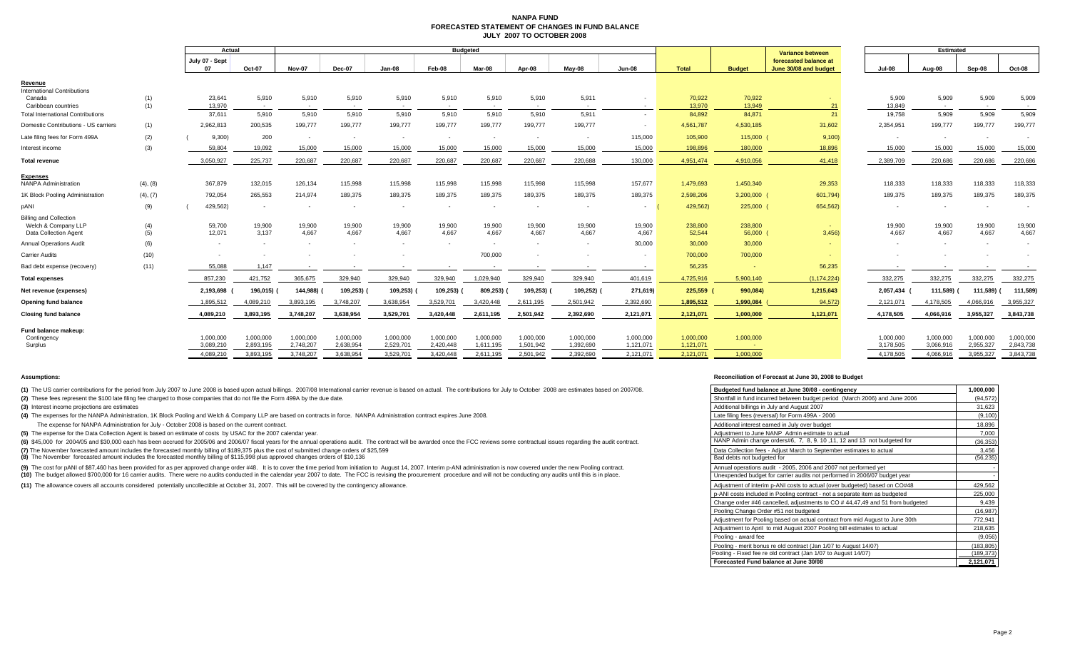# NANPA FUND
## FORECASTED STATEMENT OF CHANGES IN FUND BALANCE
## JULY 2007 TO OCTOBER 2008

| | | Actual | | Budgeted | | | | | | | | | | Variance between | Estimated | | | |
|---|---|---|---|---|---|---|---|---|---|---|---|---|---|---|---|---|---|---|
| | | July 07 - Sept 07 | Oct-07 | Nov-07 | Dec-07 | Jan-08 | Feb-08 | Mar-08 | Apr-08 | May-08 | Jun-08 | Total | Budget | forecasted balance at June 30/08 and budget | Jul-08 | Aug-08 | Sep-08 | Oct-08 |
| **Revenue** | | | | | | | | | | | | | | | | | | |
| International Contributions | | | | | | | | | | | | | | | | | | |
| Canada | (1) | 23,641 | 5,910 | 5,910 | 5,910 | 5,910 | 5,910 | 5,910 | 5,910 | 5,911 | - | 70,922 | 70,922 | - | 5,909 | 5,909 | 5,909 | 5,909 |
| Caribbean countries | (1) | 13,970 | - | - | - | - | - | - | - | - | - | 13,970 | 13,949 | 21 | 13,849 | - | - | - |
| Total International Contributions | | 37,611 | 5,910 | 5,910 | 5,910 | 5,910 | 5,910 | 5,910 | 5,910 | 5,911 | - | 84,892 | 84,871 | 21 | 19,758 | 5,909 | 5,909 | 5,909 |
| Domestic Contributions - US carriers | (1) | 2,962,813 | 200,535 | 199,777 | 199,777 | 199,777 | 199,777 | 199,777 | 199,777 | 199,777 | - | 4,561,787 | 4,530,185 | 31,602 | 2,354,951 | 199,777 | 199,777 | 199,777 |
| Late filing fees for Form 499A | (2) | (9,300) | 200 | - | - | - | - | - | - | - | 115,000 | 105,900 | 115,000 | (9,100) | - | - | - | - |
| Interest income | (3) | 59,804 | 19,092 | 15,000 | 15,000 | 15,000 | 15,000 | 15,000 | 15,000 | 15,000 | 15,000 | 198,896 | 180,000 | 18,896 | 15,000 | 15,000 | 15,000 | 15,000 |
| **Total revenue** | | 3,050,927 | 225,737 | 220,687 | 220,687 | 220,687 | 220,687 | 220,687 | 220,687 | 220,688 | 130,000 | 4,951,474 | 4,910,056 | 41,418 | 2,389,709 | 220,686 | 220,686 | 220,686 |
| **Expenses** | | | | | | | | | | | | | | | | | | |
| NANPA Administration | (4), (8) | 367,879 | 132,015 | 126,134 | 115,998 | 115,998 | 115,998 | 115,998 | 115,998 | 115,998 | 157,677 | 1,479,693 | 1,450,340 | 29,353 | 118,333 | 118,333 | 118,333 | 118,333 |
| 1K Block Pooling Administration | (4), (7) | 792,054 | 265,553 | 214,974 | 189,375 | 189,375 | 189,375 | 189,375 | 189,375 | 189,375 | 189,375 | 2,598,206 | 3,200,000 | (601,794) | 189,375 | 189,375 | 189,375 | 189,375 |
| pANI | (9) | (429,562) | - | - | - | - | - | - | - | - | - | (429,562) | 225,000 | (654,562) | - | - | - | - |
| Billing and Collection | | | | | | | | | | | | | | | | | | |
| Welch & Company LLP | (4) | 59,700 | 19,900 | 19,900 | 19,900 | 19,900 | 19,900 | 19,900 | 19,900 | 19,900 | 19,900 | 238,800 | 238,800 | - | 19,900 | 19,900 | 19,900 | 19,900 |
| Data Collection Agent | (5) | 12,071 | 3,137 | 4,667 | 4,667 | 4,667 | 4,667 | 4,667 | 4,667 | 4,667 | 4,667 | 52,544 | 56,000 | (3,456) | 4,667 | 4,667 | 4,667 | 4,667 |
| Annual Operations Audit | (6) | - | - | - | - | - | - | - | - | - | 30,000 | 30,000 | 30,000 | - | - | - | - | - |
| Carrier Audits | (10) | - | - | - | - | - | - | 700,000 | - | - | - | 700,000 | 700,000 | - | - | - | - | - |
| Bad debt expense (recovery) | (11) | 55,088 | 1,147 | - | - | - | - | - | - | - | - | 56,235 | - | 56,235 | - | - | - | - |
| **Total expenses** | | 857,230 | 421,752 | 365,675 | 329,940 | 329,940 | 329,940 | 1,029,940 | 329,940 | 329,940 | 401,619 | 4,725,916 | 5,900,140 | (1,174,224) | 332,275 | 332,275 | 332,275 | 332,275 |
| **Net revenue (expenses)** | | 2,193,698 | (196,015) | (144,988) | (109,253) | (109,253) | (109,253) | (809,253) | (109,253) | (109,252) | (271,619) | 225,559 | (990,084) | 1,215,643 | 2,057,434 | (111,589) | (111,589) | (111,589) |
| **Opening fund balance** | | 1,895,512 | 4,089,210 | 3,893,195 | 3,748,207 | 3,638,954 | 3,529,701 | 3,420,448 | 2,611,195 | 2,501,942 | 2,392,690 | 1,895,512 | 1,990,084 | (94,572) | 2,121,071 | 4,178,505 | 4,066,916 | 3,955,327 |
| **Closing fund balance** | | 4,089,210 | 3,893,195 | 3,748,207 | 3,638,954 | 3,529,701 | 3,420,448 | 2,611,195 | 2,501,942 | 2,392,690 | 2,121,071 | 2,121,071 | 1,000,000 | 1,121,071 | 4,178,505 | 4,066,916 | 3,955,327 | 3,843,738 |
| **Fund balance makeup:** | | | | | | | | | | | | | | | | | | |
| Contingency | | 1,000,000 | 1,000,000 | 1,000,000 | 1,000,000 | 1,000,000 | 1,000,000 | 1,000,000 | 1,000,000 | 1,000,000 | 1,000,000 | 1,000,000 | 1,000,000 | | 1,000,000 | 1,000,000 | 1,000,000 | 1,000,000 |
| Surplus | | 3,089,210 | 2,893,195 | 2,748,207 | 2,638,954 | 2,529,701 | 2,420,448 | 1,611,195 | 1,501,942 | 1,392,690 | 1,121,071 | 1,121,071 | - | | 3,178,505 | 3,066,916 | 2,955,327 | 2,843,738 |
| | | 4,089,210 | 3,893,195 | 3,748,207 | 3,638,954 | 3,529,701 | 3,420,448 | 2,611,195 | 2,501,942 | 2,392,690 | 2,121,071 | 2,121,071 | 1,000,000 | | 4,178,505 | 4,066,916 | 3,955,327 | 3,843,738 |

**Assumptions:**

**(1)** The US carrier contributions for the period from July 2007 to June 2008 is based upon actual billings. 2007/08 International carrier revenue is based on actual. The contributions for July to October 2008 are estimates based on 2007/08.

**(2)** These fees represent the $100 late filing fee charged to those companies that do not file the Form 499A by the due date.

**(3)** Interest income projections are estimates

**(4)** The expenses for the NANPA Administration, 1K Block Pooling and Welch & Company LLP are based on contracts in force. NANPA Administration contract expires June 2008.

The expense for NANPA Administration for July - October 2008 is based on the current contract.

**(5)** The expense for the Data Collection Agent is based on estimate of costs by USAC for the 2007 calendar year.

**(6)** $45,000 for 2004/05 and $30,000 each has been accrued for 2005/06 and 2006/07 fiscal years for the annual operations audit. The contract will be awarded once the FCC reviews some contractual issues regarding the audit contract.

**(7)** The November forecasted amount includes the forecasted monthly billing of $189,375 plus the cost of submitted change orders of $25,599

**(8)** The November forecasted amount includes the forecasted monthly billing of $115,998 plus approved changes orders of $10,136

**(9)** The cost for pANI of $87,460 has been provided for as per approved change order #48. It is to cover the time period from initiation to August 14, 2007. Interim p-ANI administration is now covered under the new Pooling contract.

**(10)** The budget allowed $700,000 for 16 carrier audits. There were no audits conducted in the calendar year 2007 to date. The FCC is revising the procurement procedure and will not be conducting any audits until this is in place.

**(11)** The allowance covers all accounts considered potentially uncollectible at October 31, 2007. This will be covered by the contingency allowance.

**Reconciliation of Forecast at June 30, 2008 to Budget**

| Budgeted fund balance at June 30/08 - contingency | 1,000,000 |
|---|---|
| Shortfall in fund incurred between budget period (March 2006) and June 2006 | (94,572) |
| Additional billings in July and August 2007 | 31,623 |
| Late filing fees (reversal) for Form 499A - 2006 | (9,100) |
| Additional interest earned in July over budget | 18,896 |
| Adjustment to June NANP Admin estimate to actual | 7,000 |
| NANP Admin change orders#6, 7, 8, 9, 10 ,11, 12 and 13 not budgeted for | (36,353) |
| Data Collection fees - Adjust March to September estimates to actual | 3,456 |
| Bad debts not budgeted for | (56,235) |
| Annual operations audit - 2005, 2006 and 2007 not performed yet | - |
| Unexpended budget for carrier audits not performed in 2006/07 budget year | - |
| Adjustment of interim p-ANI costs to actual (over budgeted) based on CO#48 | 429,562 |
| p-ANI costs included in Pooling contract - not a separate item as budgeted | 225,000 |
| Change order #46 cancelled, adjustments to CO # 44,47,49 and 51 from budgeted | 9,439 |
| Pooling Change Order #51 not budgeted | (16,987) |
| Adjustment for Pooling based on actual contract from mid August to June 30th | 772,941 |
| Adjustment to April to mid August 2007 Pooling bill estimates to actual | 218,635 |
| Pooling - award fee | (9,056) |
| Pooling - merit bonus re old contract (Jan 1/07 to August 14/07) | (183,805) |
| Pooling - Fixed fee re old contract (Jan 1/07 to August 14/07) | (189,373) |
| **Forecasted Fund balance at June 30/08** | **2,121,071** |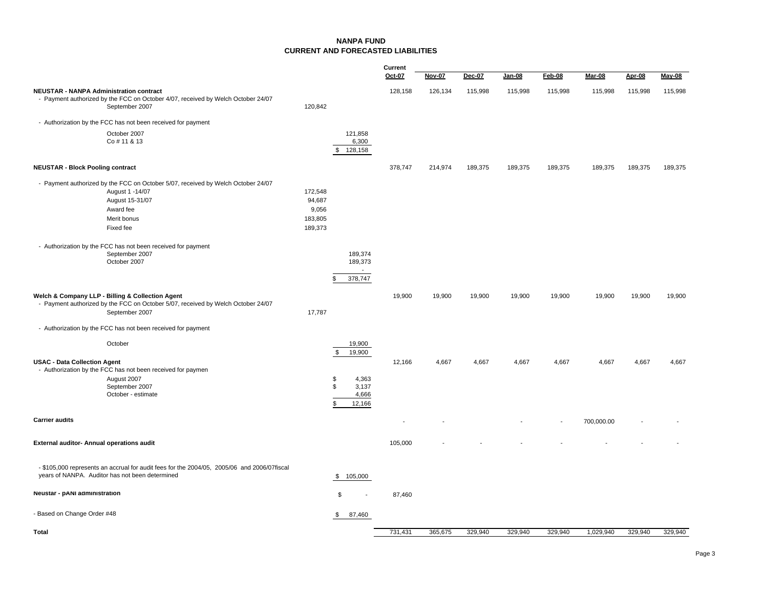# NANPA FUND
## CURRENT AND FORECASTED LIABILITIES

| | | | Current Oct-07 | Nov-07 | Dec-07 | Jan-08 | Feb-08 | Mar-08 | Apr-08 | May-08 |
|---|---|---|---|---|---|---|---|---|---|---|
| **NEUSTAR - NANPA Administration contract** | | | 128,158 | 126,134 | 115,998 | 115,998 | 115,998 | 115,998 | 115,998 | 115,998 |
| - Payment authorized by the FCC on October 4/07, received by Welch October 24/07 | | | | | | | | | | |
| September 2007 | 120,842 | | | | | | | | | |
| - Authorization by the FCC has not been received for payment | | | | | | | | | | |
| October 2007 | | 121,858 | | | | | | | | |
| Co # 11 & 13 | | 6,300 | | | | | | | | |
| | | $ 128,158 | | | | | | | | |
| **NEUSTAR - Block Pooling contract** | | | 378,747 | 214,974 | 189,375 | 189,375 | 189,375 | 189,375 | 189,375 | 189,375 |
| - Payment authorized by the FCC on October 5/07, received by Welch October 24/07 | | | | | | | | | | |
| August 1 -14/07 | 172,548 | | | | | | | | | |
| August 15-31/07 | 94,687 | | | | | | | | | |
| Award fee | 9,056 | | | | | | | | | |
| Merit bonus | 183,805 | | | | | | | | | |
| Fixed fee | 189,373 | | | | | | | | | |
| - Authorization by the FCC has not been received for payment | | | | | | | | | | |
| September 2007 | | 189,374 | | | | | | | | |
| October 2007 | | 189,373 | | | | | | | | |
| | | - | | | | | | | | |
| | | $ 378,747 | | | | | | | | |
| **Welch & Company LLP - Billing & Collection Agent** | | | 19,900 | 19,900 | 19,900 | 19,900 | 19,900 | 19,900 | 19,900 | 19,900 |
| - Payment authorized by the FCC on October 5/07, received by Welch October 24/07 | | | | | | | | | | |
| September 2007 | 17,787 | | | | | | | | | |
| - Authorization by the FCC has not been received for payment | | | | | | | | | | |
| October | | 19,900 | | | | | | | | |
| | | $ 19,900 | | | | | | | | |
| **USAC - Data Collection Agent** | | | 12,166 | 4,667 | 4,667 | 4,667 | 4,667 | 4,667 | 4,667 | 4,667 |
| - Authorization by the FCC has not been received for paymen | | | | | | | | | | |
| August 2007 | | $ 4,363 | | | | | | | | |
| September 2007 | | $ 3,137 | | | | | | | | |
| October - estimate | | 4,666 | | | | | | | | |
| | | $ 12,166 | | | | | | | | |
| **Carrier audits** | | | - | - | | - | - | 700,000.00 | - | - |
| **External auditor- Annual operations audit** | | | 105,000 | - | - | - | - | - | - | - |
| - $105,000 represents an accrual for audit fees for the 2004/05, 2005/06 and 2006/07fiscal years of NANPA. Auditor has not been determined | | $ 105,000 | | | | | | | | |
| **Neustar - pANI administration** | | $ - | 87,460 | | | | | | | |
| - Based on Change Order #48 | | $ 87,460 | | | | | | | | |
| **Total** | | | 731,431 | 365,675 | 329,940 | 329,940 | 329,940 | 1,029,940 | 329,940 | 329,940 |